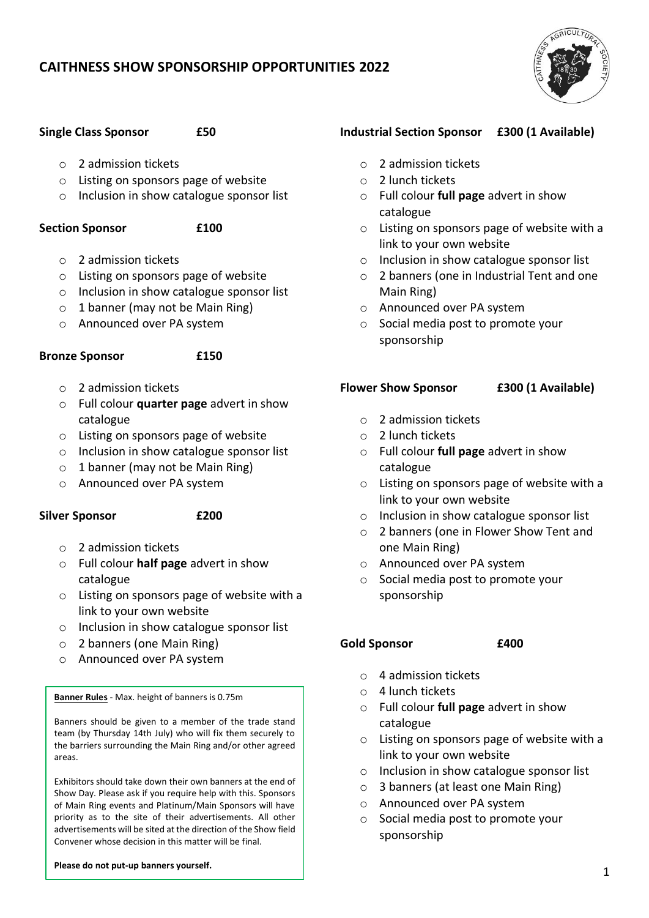# CAITHNESS SHOW SPONSORSHIP OPPORTUNITIES 2022

**Single Class Sponsor £50**

- 2 admission tickets
- Listing on sponsors page of website
- Inclusion in show catalogue sponsor list

**Section Sponsor £100**

- 2 admission tickets
- Listing on sponsors page of website
- Inclusion in show catalogue sponsor list
- 1 banner (may not be Main Ring)
- Announced over PA system

**Bronze Sponsor £150**

- 2 admission tickets
- Full colour **quarter page** advert in show catalogue
- Listing on sponsors page of website
- Inclusion in show catalogue sponsor list
- 1 banner (may not be Main Ring)
- Announced over PA system

**Silver Sponsor £200**

- 2 admission tickets
- Full colour **half page** advert in show catalogue
- Listing on sponsors page of website with a link to your own website
- Inclusion in show catalogue sponsor list
- 2 banners (one Main Ring)
- Announced over PA system

**Banner Rules** - Max. height of banners is 0.75m

Banners should be given to a member of the trade stand team (by Thursday 14th July) who will fix them securely to the barriers surrounding the Main Ring and/or other agreed areas.

Exhibitors should take down their own banners at the end of Show Day. Please ask if you require help with this. Sponsors of Main Ring events and Platinum/Main Sponsors will have priority as to the site of their advertisements. All other advertisements will be sited at the direction of the Show field Convener whose decision in this matter will be final.

**Please do not put-up banners yourself.**

**Industrial Section Sponsor £300 (1 Available)**

- 2 admission tickets
- 2 lunch tickets
- Full colour **full page** advert in show catalogue
- Listing on sponsors page of website with a link to your own website
- Inclusion in show catalogue sponsor list
- 2 banners (one in Industrial Tent and one Main Ring)
- Announced over PA system
- Social media post to promote your sponsorship

**Flower Show Sponsor £300 (1 Available)**

- 2 admission tickets
- 2 lunch tickets
- Full colour **full page** advert in show catalogue
- Listing on sponsors page of website with a link to your own website
- Inclusion in show catalogue sponsor list
- 2 banners (one in Flower Show Tent and one Main Ring)
- Announced over PA system
- Social media post to promote your sponsorship

**Gold Sponsor £400**

- 4 admission tickets
- 4 lunch tickets
- Full colour **full page** advert in show catalogue
- Listing on sponsors page of website with a link to your own website
- Inclusion in show catalogue sponsor list
- 3 banners (at least one Main Ring)
- Announced over PA system
- Social media post to promote your sponsorship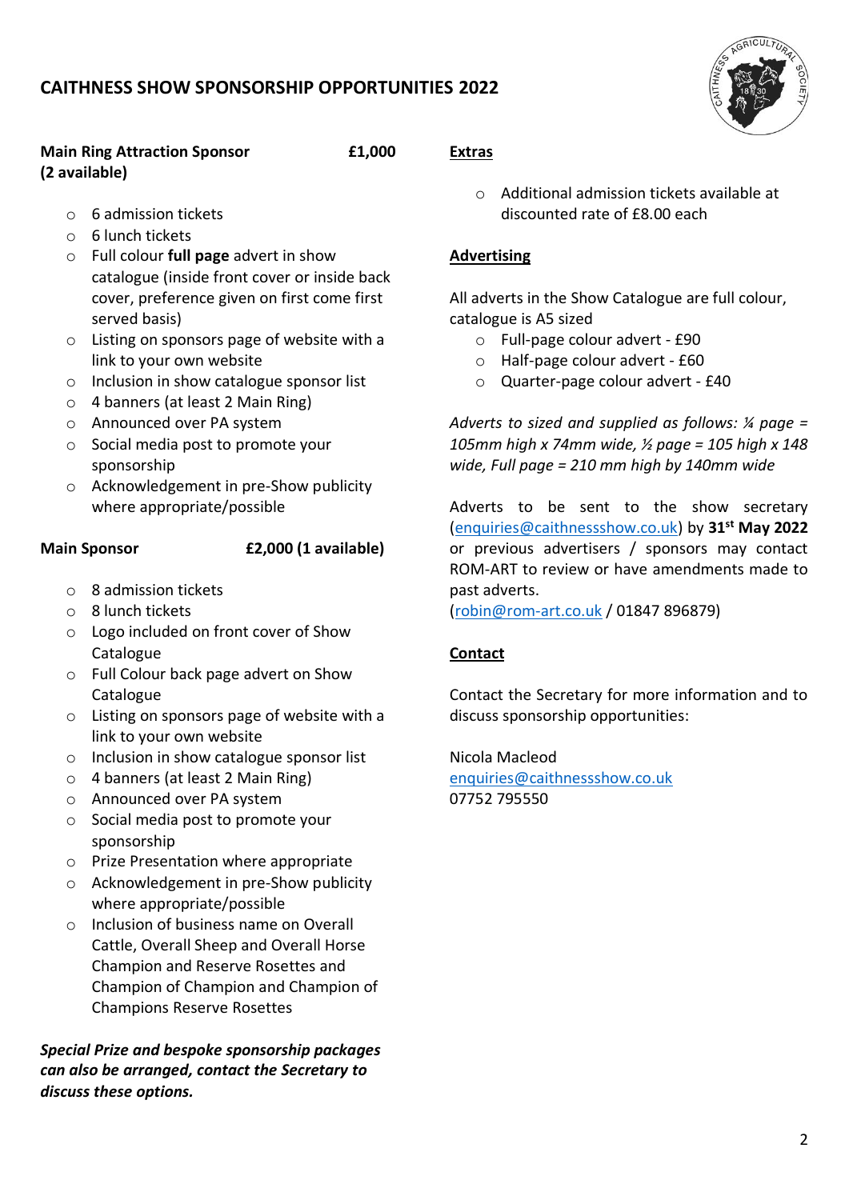## CAITHNESS SHOW SPONSORSHIP OPPORTUNITIES 2022

**Main Ring Attraction Sponsor (2 available)** **£1,000**

- 6 admission tickets
- 6 lunch tickets
- Full colour **full page** advert in show catalogue (inside front cover or inside back cover, preference given on first come first served basis)
- Listing on sponsors page of website with a link to your own website
- Inclusion in show catalogue sponsor list
- 4 banners (at least 2 Main Ring)
- Announced over PA system
- Social media post to promote your sponsorship
- Acknowledgement in pre-Show publicity where appropriate/possible

**Main Sponsor** **£2,000 (1 available)**

- 8 admission tickets
- 8 lunch tickets
- Logo included on front cover of Show Catalogue
- Full Colour back page advert on Show Catalogue
- Listing on sponsors page of website with a link to your own website
- Inclusion in show catalogue sponsor list
- 4 banners (at least 2 Main Ring)
- Announced over PA system
- Social media post to promote your sponsorship
- Prize Presentation where appropriate
- Acknowledgement in pre-Show publicity where appropriate/possible
- Inclusion of business name on Overall Cattle, Overall Sheep and Overall Horse Champion and Reserve Rosettes and Champion of Champion and Champion of Champions Reserve Rosettes

***Special Prize and bespoke sponsorship packages can also be arranged, contact the Secretary to discuss these options.***

### Extras

- Additional admission tickets available at discounted rate of £8.00 each

### Advertising

All adverts in the Show Catalogue are full colour, catalogue is A5 sized

- Full-page colour advert - £90
- Half-page colour advert - £60
- Quarter-page colour advert - £40

*Adverts to sized and supplied as follows: ¼ page = 105mm high x 74mm wide, ½ page = 105 high x 148 wide, Full page = 210 mm high by 140mm wide*

Adverts to be sent to the show secretary (enquiries@caithnessshow.co.uk) by **31st May 2022** or previous advertisers / sponsors may contact ROM-ART to review or have amendments made to past adverts.
(robin@rom-art.co.uk / 01847 896879)

### Contact

Contact the Secretary for more information and to discuss sponsorship opportunities:

Nicola Macleod
enquiries@caithnessshow.co.uk
07752 795550